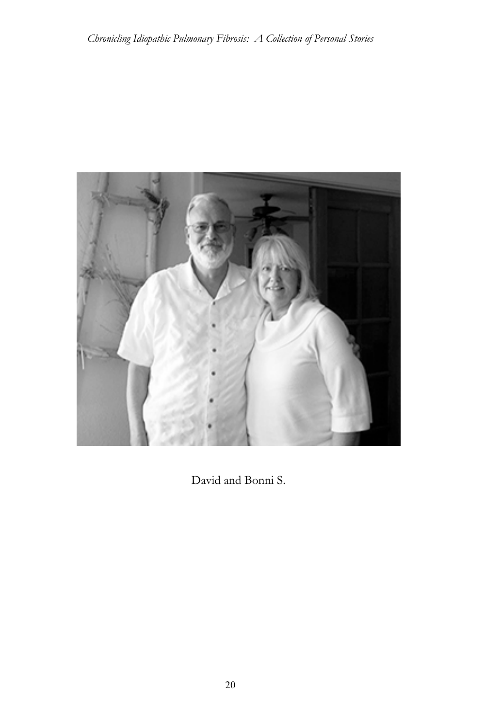David and Bonni S.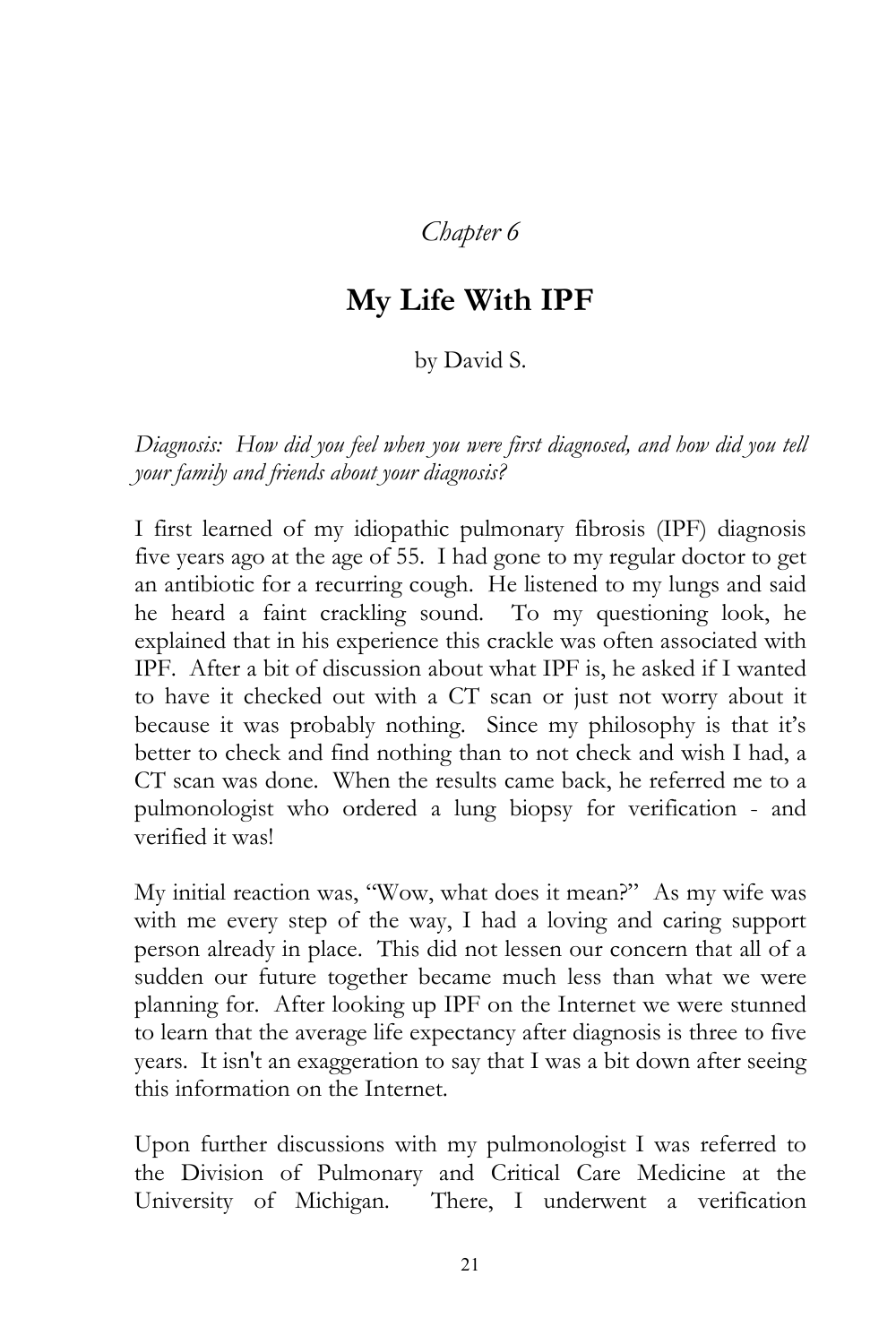*Chapter 6*

# My Life With IPF

by David S.

*Diagnosis: How did you feel when you were first diagnosed, and how did you tell your family and friends about your diagnosis?*

I first learned of my idiopathic pulmonary fibrosis (IPF) diagnosis five years ago at the age of 55. I had gone to my regular doctor to get an antibiotic for a recurring cough. He listened to my lungs and said he heard a faint crackling sound. To my questioning look, he explained that in his experience this crackle was often associated with IPF. After a bit of discussion about what IPF is, he asked if I wanted to have it checked out with a CT scan or just not worry about it because it was probably nothing. Since my philosophy is that it's better to check and find nothing than to not check and wish I had, a CT scan was done. When the results came back, he referred me to a pulmonologist who ordered a lung biopsy for verification - and verified it was!

My initial reaction was, "Wow, what does it mean?" As my wife was with me every step of the way, I had a loving and caring support person already in place. This did not lessen our concern that all of a sudden our future together became much less than what we were planning for. After looking up IPF on the Internet we were stunned to learn that the average life expectancy after diagnosis is three to five years. It isn't an exaggeration to say that I was a bit down after seeing this information on the Internet.

Upon further discussions with my pulmonologist I was referred to the Division of Pulmonary and Critical Care Medicine at the University of Michigan. There, I underwent a verification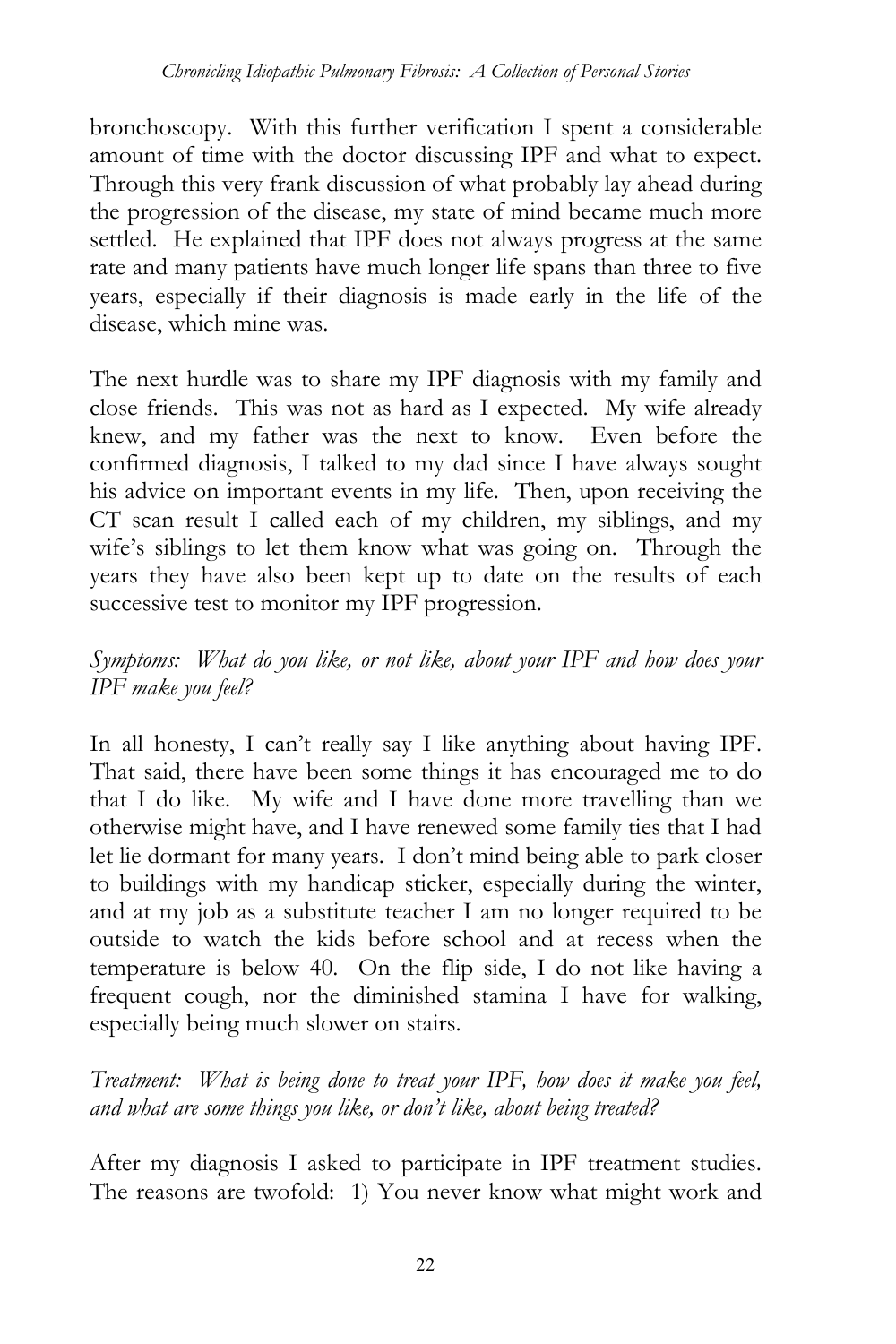bronchoscopy. With this further verification I spent a considerable amount of time with the doctor discussing IPF and what to expect. Through this very frank discussion of what probably lay ahead during the progression of the disease, my state of mind became much more settled. He explained that IPF does not always progress at the same rate and many patients have much longer life spans than three to five years, especially if their diagnosis is made early in the life of the disease, which mine was.

The next hurdle was to share my IPF diagnosis with my family and close friends. This was not as hard as I expected. My wife already knew, and my father was the next to know. Even before the confirmed diagnosis, I talked to my dad since I have always sought his advice on important events in my life. Then, upon receiving the CT scan result I called each of my children, my siblings, and my wife's siblings to let them know what was going on. Through the years they have also been kept up to date on the results of each successive test to monitor my IPF progression.

*Symptoms: What do you like, or not like, about your IPF and how does your IPF make you feel?*

In all honesty, I can't really say I like anything about having IPF. That said, there have been some things it has encouraged me to do that I do like. My wife and I have done more travelling than we otherwise might have, and I have renewed some family ties that I had let lie dormant for many years. I don't mind being able to park closer to buildings with my handicap sticker, especially during the winter, and at my job as a substitute teacher I am no longer required to be outside to watch the kids before school and at recess when the temperature is below 40. On the flip side, I do not like having a frequent cough, nor the diminished stamina I have for walking, especially being much slower on stairs.

*Treatment: What is being done to treat your IPF, how does it make you feel, and what are some things you like, or don't like, about being treated?*

After my diagnosis I asked to participate in IPF treatment studies. The reasons are twofold: 1) You never know what might work and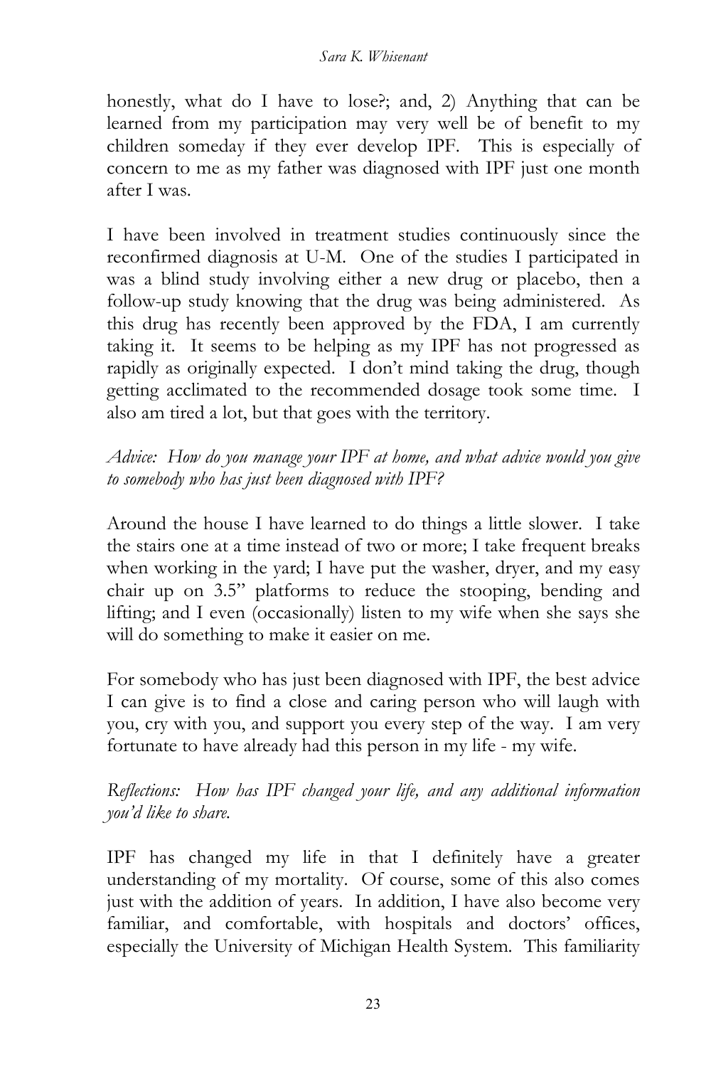honestly, what do I have to lose?; and, 2) Anything that can be learned from my participation may very well be of benefit to my children someday if they ever develop IPF. This is especially of concern to me as my father was diagnosed with IPF just one month after I was.

I have been involved in treatment studies continuously since the reconfirmed diagnosis at U-M. One of the studies I participated in was a blind study involving either a new drug or placebo, then a follow-up study knowing that the drug was being administered. As this drug has recently been approved by the FDA, I am currently taking it. It seems to be helping as my IPF has not progressed as rapidly as originally expected. I don't mind taking the drug, though getting acclimated to the recommended dosage took some time. I also am tired a lot, but that goes with the territory.

*Advice: How do you manage your IPF at home, and what advice would you give to somebody who has just been diagnosed with IPF?*

Around the house I have learned to do things a little slower. I take the stairs one at a time instead of two or more; I take frequent breaks when working in the yard; I have put the washer, dryer, and my easy chair up on 3.5" platforms to reduce the stooping, bending and lifting; and I even (occasionally) listen to my wife when she says she will do something to make it easier on me.

For somebody who has just been diagnosed with IPF, the best advice I can give is to find a close and caring person who will laugh with you, cry with you, and support you every step of the way. I am very fortunate to have already had this person in my life - my wife.

*Reflections: How has IPF changed your life, and any additional information you'd like to share.*

IPF has changed my life in that I definitely have a greater understanding of my mortality. Of course, some of this also comes just with the addition of years. In addition, I have also become very familiar, and comfortable, with hospitals and doctors' offices, especially the University of Michigan Health System. This familiarity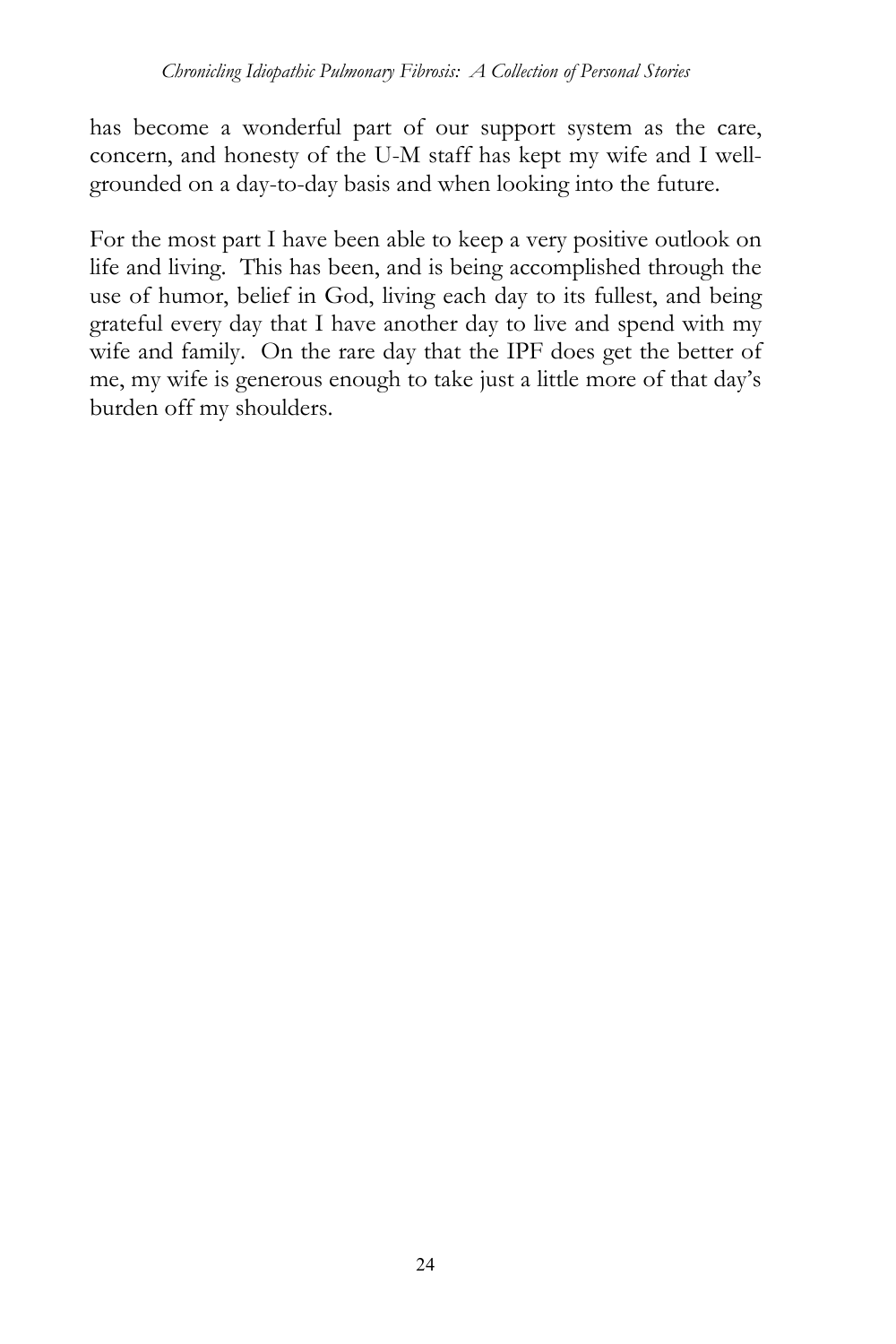has become a wonderful part of our support system as the care, concern, and honesty of the U-M staff has kept my wife and I well-grounded on a day-to-day basis and when looking into the future.

For the most part I have been able to keep a very positive outlook on life and living. This has been, and is being accomplished through the use of humor, belief in God, living each day to its fullest, and being grateful every day that I have another day to live and spend with my wife and family. On the rare day that the IPF does get the better of me, my wife is generous enough to take just a little more of that day's burden off my shoulders.